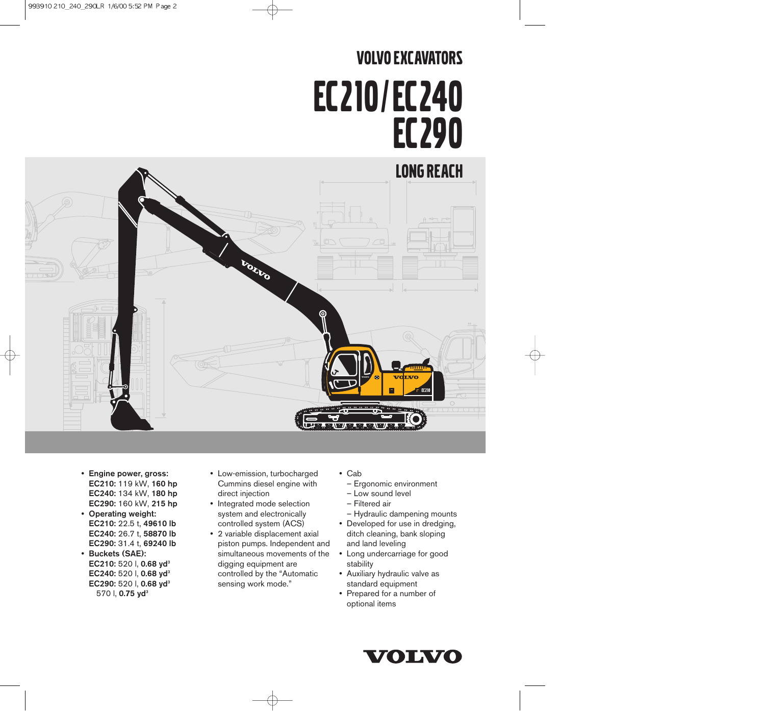# VOLVO EXCAVATORS

# EC210/EC240 EC290

## LONG REACH

- **Engine power, gross:**
  **EC210:** 119 kW, **160 hp**
  **EC240:** 134 kW, **180 hp**
  **EC290:** 160 kW, **215 hp**
- **Operating weight:**
  **EC210:** 22.5 t, **49610 lb**
  **EC240:** 26.7 t, **58870 lb**
  **EC290:** 31.4 t, **69240 lb**
- **Buckets (SAE):**
  **EC210:** 520 l, **0.68 yd³**
  **EC240:** 520 l, **0.68 yd³**
  **EC290:** 520 l, **0.68 yd³**
  570 l, **0.75 yd³**

- Low-emission, turbocharged Cummins diesel engine with direct injection
- Integrated mode selection system and electronically controlled system (ACS)
- 2 variable displacement axial piston pumps. Independent and simultaneous movements of the digging equipment are controlled by the “Automatic sensing work mode.”

- Cab
  - Ergonomic environment
  - Low sound level
  - Filtered air
  - Hydraulic dampening mounts
- Developed for use in dredging, ditch cleaning, bank sloping and land leveling
- Long undercarriage for good stability
- Auxiliary hydraulic valve as standard equipment
- Prepared for a number of optional items

VOLVO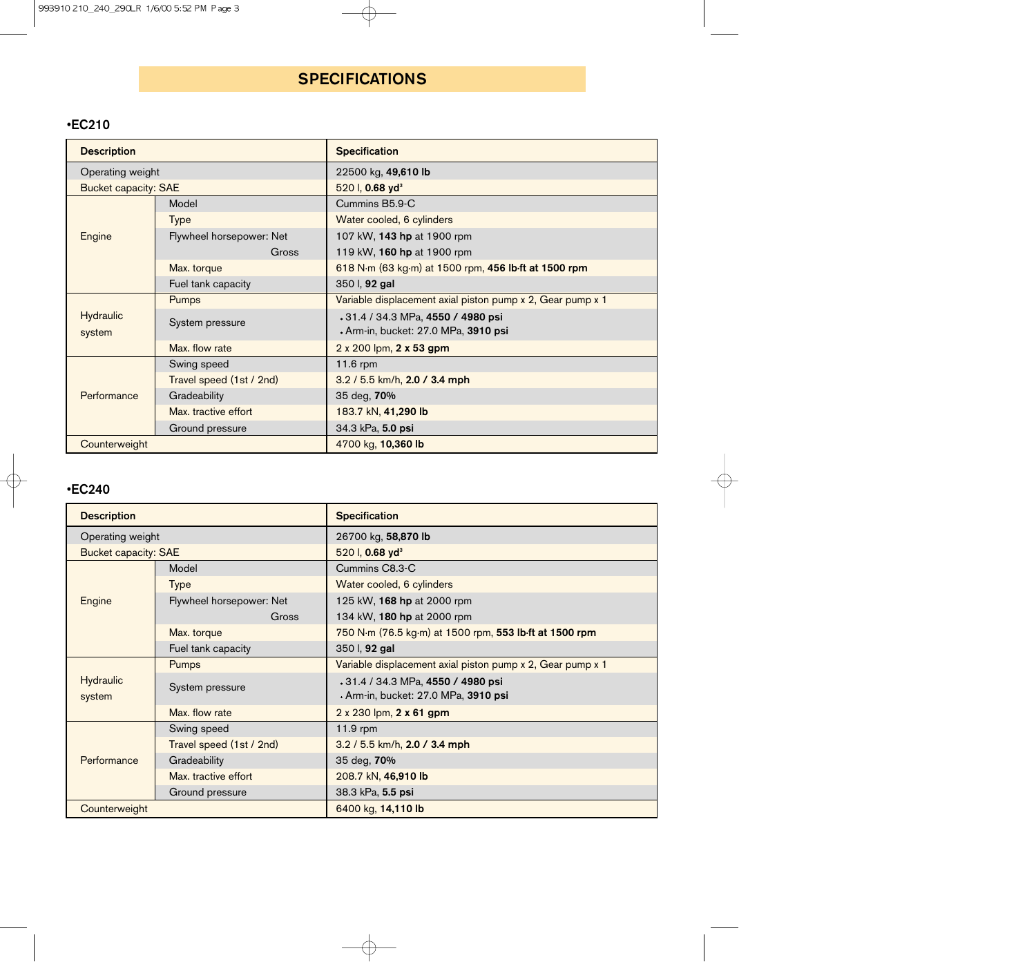# SPECIFICATIONS

## •EC210

| Description | | Specification |
|---|---|---|
| Operating weight | | 22500 kg, **49,610 lb** |
| Bucket capacity: SAE | | 520 l, **0.68 yd³** |
| Engine | Model | Cummins B5.9-C |
| | Type | Water cooled, 6 cylinders |
| | Flywheel horsepower: Net | 107 kW, **143 hp** at 1900 rpm |
| | Gross | 119 kW, **160 hp** at 1900 rpm |
| | Max. torque | 618 N·m (63 kg·m) at 1500 rpm, **456 lb·ft at 1500 rpm** |
| | Fuel tank capacity | 350 l, **92 gal** |
| Hydraulic system | Pumps | Variable displacement axial piston pump x 2, Gear pump x 1 |
| | System pressure | • 31.4 / 34.3 MPa, **4550 / 4980 psi**<br>• Arm-in, bucket: 27.0 MPa, **3910 psi** |
| | Max. flow rate | 2 x 200 lpm, **2 x 53 gpm** |
| Performance | Swing speed | 11.6 rpm |
| | Travel speed (1st / 2nd) | 3.2 / 5.5 km/h, **2.0 / 3.4 mph** |
| | Gradeability | 35 deg, **70%** |
| | Max. tractive effort | 183.7 kN, **41,290 lb** |
| | Ground pressure | 34.3 kPa, **5.0 psi** |
| Counterweight | | 4700 kg, **10,360 lb** |

## •EC240

| Description | | Specification |
|---|---|---|
| Operating weight | | 26700 kg, **58,870 lb** |
| Bucket capacity: SAE | | 520 l, **0.68 yd³** |
| Engine | Model | Cummins C8.3-C |
| | Type | Water cooled, 6 cylinders |
| | Flywheel horsepower: Net | 125 kW, **168 hp** at 2000 rpm |
| | Gross | 134 kW, **180 hp** at 2000 rpm |
| | Max. torque | 750 N·m (76.5 kg·m) at 1500 rpm, **553 lb·ft at 1500 rpm** |
| | Fuel tank capacity | 350 l, **92 gal** |
| Hydraulic system | Pumps | Variable displacement axial piston pump x 2, Gear pump x 1 |
| | System pressure | • 31.4 / 34.3 MPa, **4550 / 4980 psi**<br>• Arm-in, bucket: 27.0 MPa, **3910 psi** |
| | Max. flow rate | 2 x 230 lpm, **2 x 61 gpm** |
| Performance | Swing speed | 11.9 rpm |
| | Travel speed (1st / 2nd) | 3.2 / 5.5 km/h, **2.0 / 3.4 mph** |
| | Gradeability | 35 deg, **70%** |
| | Max. tractive effort | 208.7 kN, **46,910 lb** |
| | Ground pressure | 38.3 kPa, **5.5 psi** |
| Counterweight | | 6400 kg, **14,110 lb** |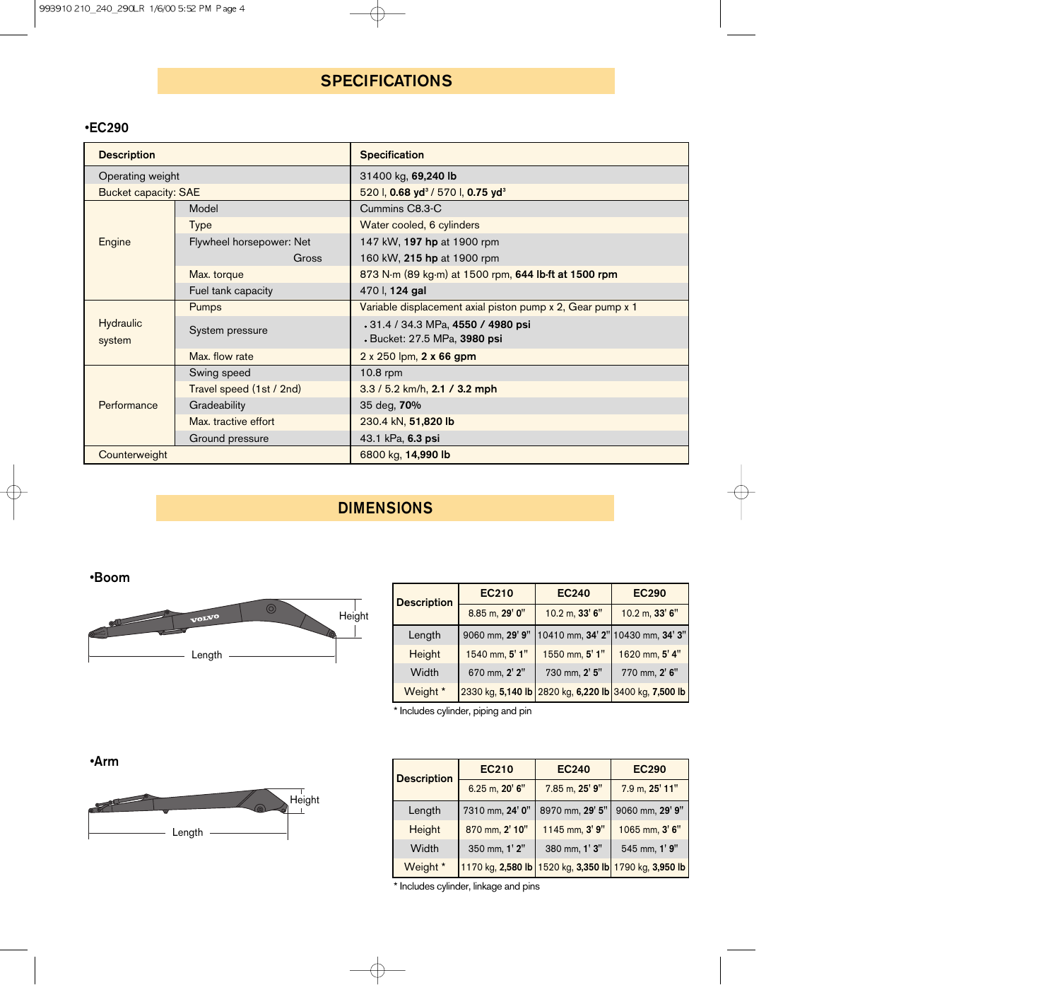# SPECIFICATIONS

### •EC290

| Description | | Specification |
|---|---|---|
| Operating weight | | 31400 kg, **69,240 lb** |
| Bucket capacity: SAE | | 520 l, **0.68 yd³** / 570 l, **0.75 yd³** |
| Engine | Model | Cummins C8.3-C |
| | Type | Water cooled, 6 cylinders |
| | Flywheel horsepower: Net | 147 kW, **197 hp** at 1900 rpm |
| | Gross | 160 kW, **215 hp** at 1900 rpm |
| | Max. torque | 873 N·m (89 kg·m) at 1500 rpm, **644 lb·ft at 1500 rpm** |
| | Fuel tank capacity | 470 l, **124 gal** |
| Hydraulic system | Pumps | Variable displacement axial piston pump x 2, Gear pump x 1 |
| | System pressure | • 31.4 / 34.3 MPa, **4550 / 4980 psi** • Bucket: 27.5 MPa, **3980 psi** |
| | Max. flow rate | 2 x 250 lpm, **2 x 66 gpm** |
| Performance | Swing speed | 10.8 rpm |
| | Travel speed (1st / 2nd) | 3.3 / 5.2 km/h, **2.1 / 3.2 mph** |
| | Gradeability | 35 deg, **70%** |
| | Max. tractive effort | 230.4 kN, **51,820 lb** |
| | Ground pressure | 43.1 kPa, **6.3 psi** |
| Counterweight | | 6800 kg, **14,990 lb** |

# DIMENSIONS

### •Boom

Height

Length

| Description | EC210 | EC240 | EC290 |
|---|---|---|---|
| | 8.85 m, **29' 0"** | 10.2 m, **33' 6"** | 10.2 m, **33' 6"** |
| Length | 9060 mm, **29' 9"** | 10410 mm, **34' 2"** | 10430 mm, **34' 3"** |
| Height | 1540 mm, **5' 1"** | 1550 mm, **5' 1"** | 1620 mm, **5' 4"** |
| Width | 670 mm, **2' 2"** | 730 mm, **2' 5"** | 770 mm, **2' 6"** |
| Weight * | 2330 kg, **5,140 lb** | 2820 kg, **6,220 lb** | 3400 kg, **7,500 lb** |

\* Includes cylinder, piping and pin

### •Arm

Height

Length

| Description | EC210 | EC240 | EC290 |
|---|---|---|---|
| | 6.25 m, **20' 6"** | 7.85 m, **25' 9"** | 7.9 m, **25' 11"** |
| Length | 7310 mm, **24' 0"** | 8970 mm, **29' 5"** | 9060 mm, **29' 9"** |
| Height | 870 mm, **2' 10"** | 1145 mm, **3' 9"** | 1065 mm, **3' 6"** |
| Width | 350 mm, **1' 2"** | 380 mm, **1' 3"** | 545 mm, **1' 9"** |
| Weight * | 1170 kg, **2,580 lb** | 1520 kg, **3,350 lb** | 1790 kg, **3,950 lb** |

\* Includes cylinder, linkage and pins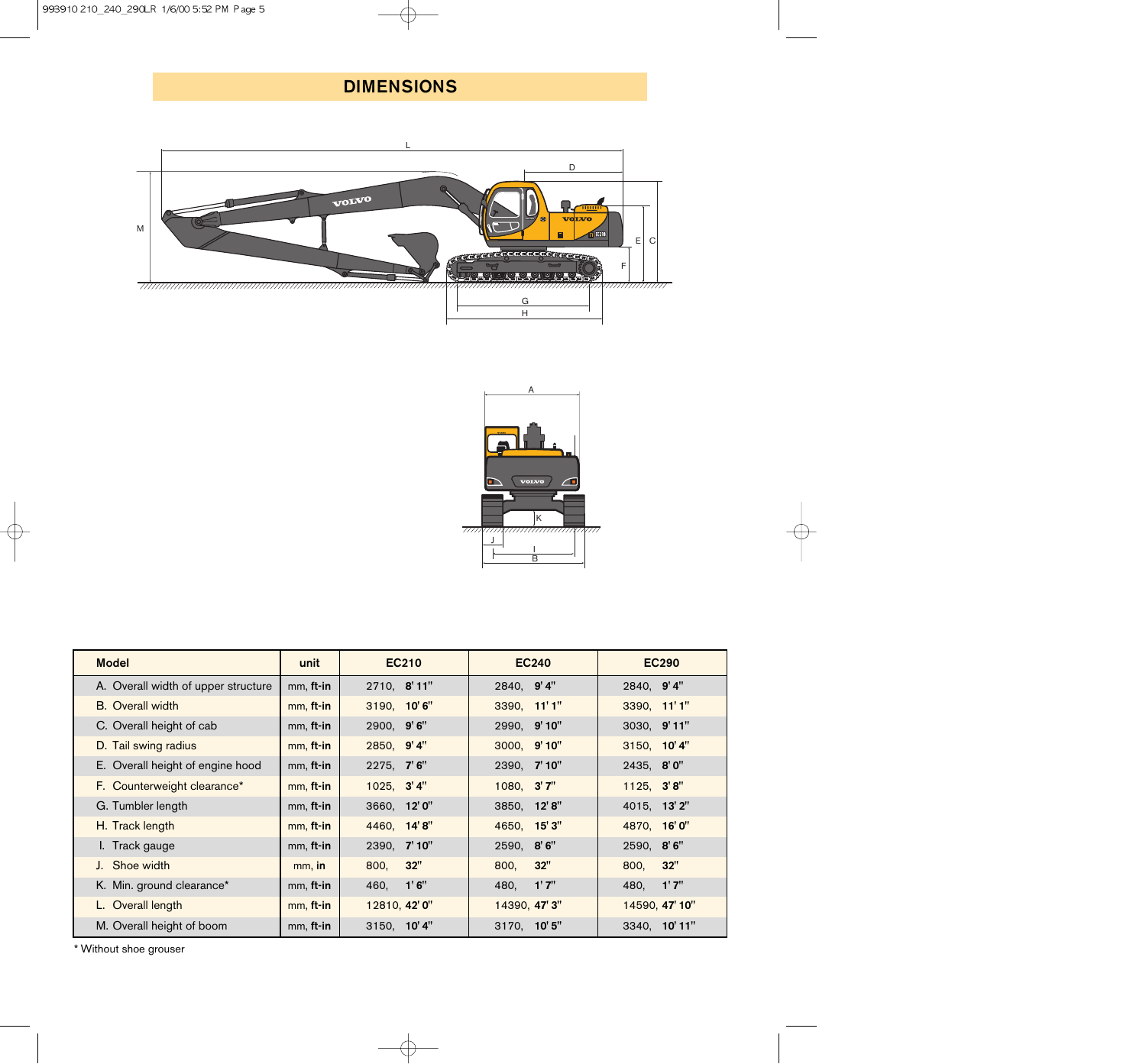## DIMENSIONS

| Model | unit | EC210 | EC240 | EC290 |
|---|---|---|---|---|
| A. Overall width of upper structure | mm, **ft-in** | 2710, **8' 11"** | 2840, **9' 4"** | 2840, **9' 4"** |
| B. Overall width | mm, **ft-in** | 3190, **10' 6"** | 3390, **11' 1"** | 3390, **11' 1"** |
| C. Overall height of cab | mm, **ft-in** | 2900, **9' 6"** | 2990, **9' 10"** | 3030, **9' 11"** |
| D. Tail swing radius | mm, **ft-in** | 2850, **9' 4"** | 3000, **9' 10"** | 3150, **10' 4"** |
| E. Overall height of engine hood | mm, **ft-in** | 2275, **7' 6"** | 2390, **7' 10"** | 2435, **8' 0"** |
| F. Counterweight clearance* | mm, **ft-in** | 1025, **3' 4"** | 1080, **3' 7"** | 1125, **3' 8"** |
| G. Tumbler length | mm, **ft-in** | 3660, **12' 0"** | 3850, **12' 8"** | 4015, **13' 2"** |
| H. Track length | mm, **ft-in** | 4460, **14' 8"** | 4650, **15' 3"** | 4870, **16' 0"** |
| I. Track gauge | mm, **ft-in** | 2390, **7' 10"** | 2590, **8' 6"** | 2590, **8' 6"** |
| J. Shoe width | mm, **in** | 800, **32"** | 800, **32"** | 800, **32"** |
| K. Min. ground clearance* | mm, **ft-in** | 460, **1' 6"** | 480, **1' 7"** | 480, **1' 7"** |
| L. Overall length | mm, **ft-in** | 12810, **42' 0"** | 14390, **47' 3"** | 14590, **47' 10"** |
| M. Overall height of boom | mm, **ft-in** | 3150, **10' 4"** | 3170, **10' 5"** | 3340, **10' 11"** |

\* Without shoe grouser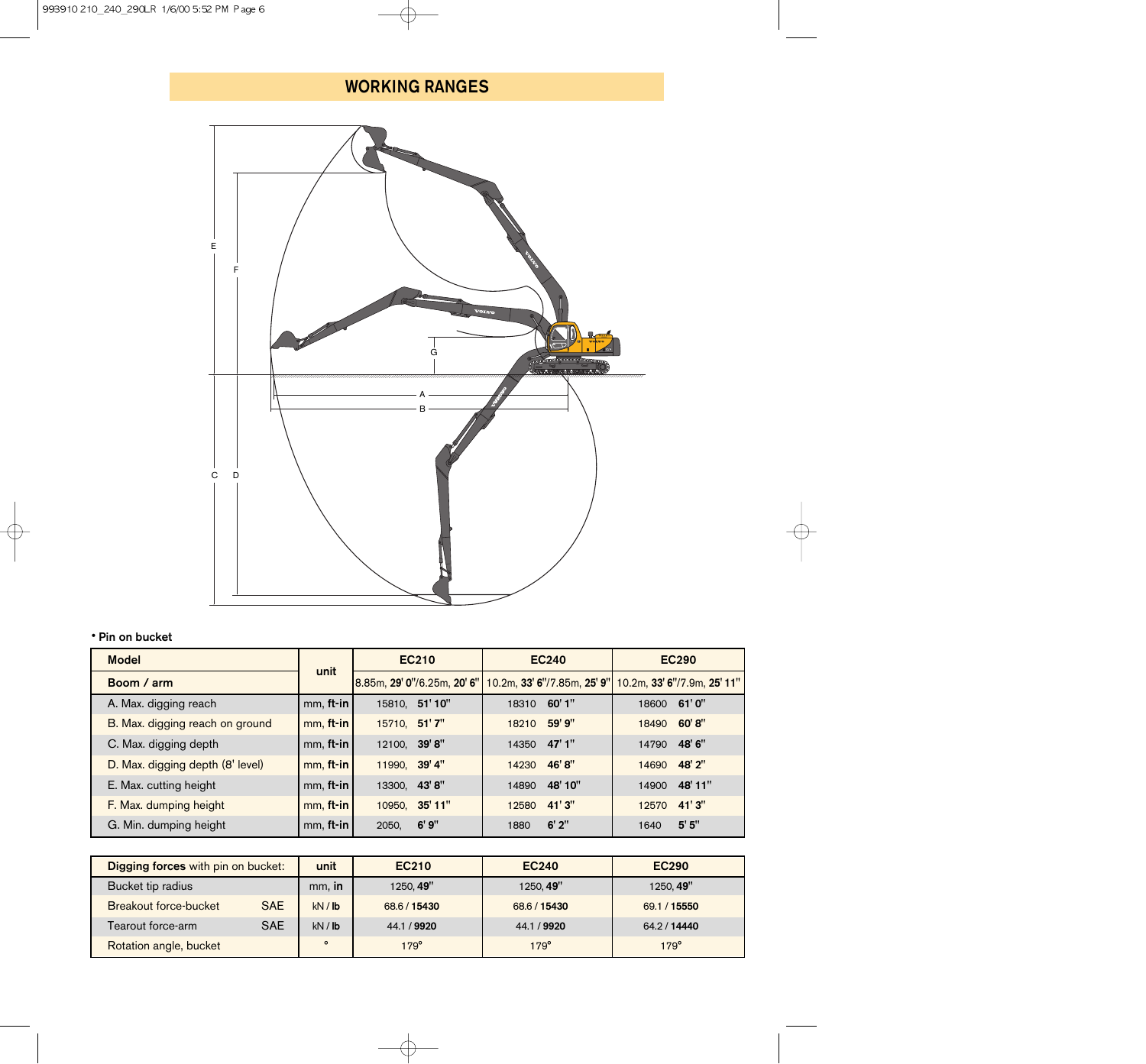# WORKING RANGES

• Pin on bucket

| Model | unit | EC210 | EC240 | EC290 |
|---|---|---|---|---|
| Boom / arm | | 8.85m, **29' 0"**/6.25m, **20' 6"** | 10.2m, **33' 6"**/7.85m, **25' 9"** | 10.2m, **33' 6"**/7.9m, **25' 11"** |
| A. Max. digging reach | mm, **ft-in** | 15810, **51' 10"** | 18310 **60' 1"** | 18600 **61' 0"** |
| B. Max. digging reach on ground | mm, **ft-in** | 15710, **51' 7"** | 18210 **59' 9"** | 18490 **60' 8"** |
| C. Max. digging depth | mm, **ft-in** | 12100, **39' 8"** | 14350 **47' 1"** | 14790 **48' 6"** |
| D. Max. digging depth (8' level) | mm, **ft-in** | 11990, **39' 4"** | 14230 **46' 8"** | 14690 **48' 2"** |
| E. Max. cutting height | mm, **ft-in** | 13300, **43' 8"** | 14890 **48' 10"** | 14900 **48' 11"** |
| F. Max. dumping height | mm, **ft-in** | 10950, **35' 11"** | 12580 **41' 3"** | 12570 **41' 3"** |
| G. Min. dumping height | mm, **ft-in** | 2050, **6' 9"** | 1880 **6' 2"** | 1640 **5' 5"** |

| **Digging forces** with pin on bucket: | unit | EC210 | EC240 | EC290 |
|---|---|---|---|---|
| Bucket tip radius | mm, **in** | 1250, **49"** | 1250, **49"** | 1250, **49"** |
| Breakout force-bucket SAE | kN / **lb** | 68.6 / **15430** | 68.6 / **15430** | 69.1 / **15550** |
| Tearout force-arm SAE | kN / **lb** | 44.1 / **9920** | 44.1 / **9920** | 64.2 / **14440** |
| Rotation angle, bucket | ° | 179° | 179° | 179° |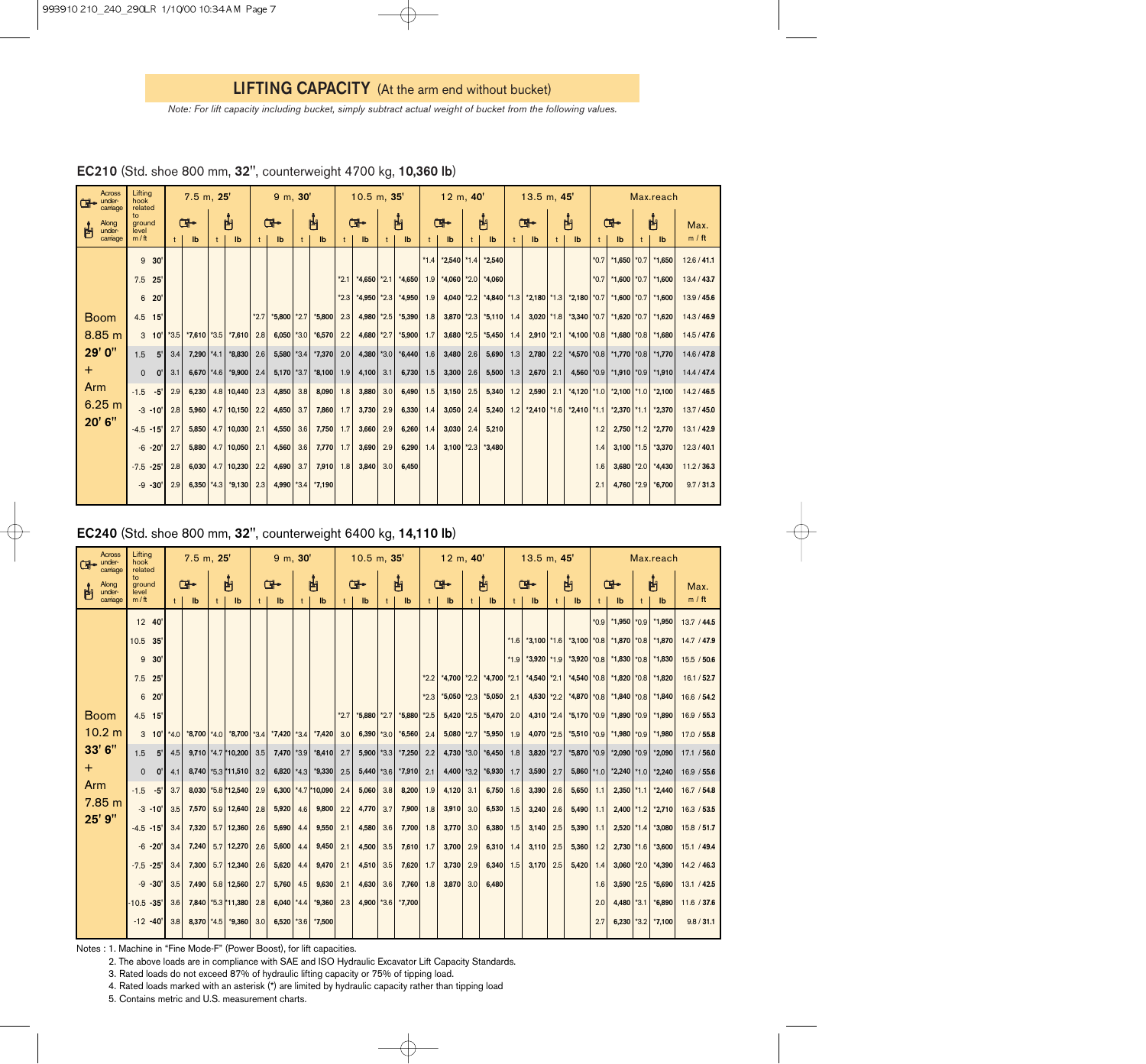## LIFTING CAPACITY (At the arm end without bucket)

*Note: For lift capacity including bucket, simply subtract actual weight of bucket from the following values.*

### EC210 (Std. shoe 800 mm, **32"**, counterweight 4700 kg, **10,360 lb**)

Boom 8.85 m **29' 0"** + Arm 6.25 m **20' 6"**

| Lifting hook related to ground level m / ft | 7.5 m, 25' Across t | Across lb | Along t | Along lb | 9 m, 30' Across t | Across lb | Along t | Along lb | 10.5 m, 35' Across t | Across lb | Along t | Along lb | 12 m, 40' Across t | Across lb | Along t | Along lb | 13.5 m, 45' Across t | Across lb | Along t | Along lb | Max.reach Across t | Across lb | Along t | Along lb | Max. m / ft |
|---|---|---|---|---|---|---|---|---|---|---|---|---|---|---|---|---|---|---|---|---|---|---|---|---|---|
| 9 **30'** | | | | | | | | | | | | | *1.4 | *2,540 | *1.4 | *2,540 | | | | | *0.7 | *1,650 | *0.7 | *1,650 | 12.6 / **41.1** |
| 7.5 **25'** | | | | | | | | | *2.1 | *4,650 | *2.1 | *4,650 | 1.9 | *4,060 | *2.0 | *4,060 | | | | | *0.7 | *1,600 | *0.7 | *1,600 | 13.4 / **43.7** |
| 6 **20'** | | | | | | | | | *2.3 | *4,950 | *2.3 | *4,950 | 1.9 | 4,040 | *2.2 | *4,840 | *1.3 | *2,180 | *1.3 | *2,180 | *0.7 | *1,600 | *0.7 | *1,600 | 13.9 / **45.6** |
| 4.5 **15'** | | | | | *2.7 | *5,800 | *2.7 | *5,800 | 2.3 | 4,980 | *2.5 | *5,390 | 1.8 | 3,870 | *2.3 | *5,110 | 1.4 | 3,020 | *1.8 | *3,340 | *0.7 | *1,620 | *0.7 | *1,620 | 14.3 / **46.9** |
| 3 **10'** | *3.5 | *7,610 | *3.5 | *7,610 | 2.8 | 6,050 | *3.0 | *6,570 | 2.2 | 4,680 | *2.7 | *5,900 | 1.7 | 3,680 | *2.5 | *5,450 | 1.4 | 2,910 | *2.1 | *4,100 | *0.8 | *1,680 | *0.8 | *1,680 | 14.5 / **47.6** |
| 1.5 **5'** | 3.4 | 7,290 | *4.1 | *8,830 | 2.6 | 5,580 | *3.4 | *7,370 | 2.0 | 4,380 | *3.0 | *6,440 | 1.6 | 3,480 | 2.6 | 5,690 | 1.3 | 2,780 | 2.2 | *4,570 | *0.8 | *1,770 | *0.8 | *1,770 | 14.6 / **47.8** |
| 0 **0'** | 3.1 | 6,670 | *4.6 | *9,900 | 2.4 | 5,170 | *3.7 | *8,100 | 1.9 | 4,100 | 3.1 | 6,730 | 1.5 | 3,300 | 2.6 | 5,500 | 1.3 | 2,670 | 2.1 | 4,560 | *0.9 | *1,910 | *0.9 | *1,910 | 14.4 / **47.4** |
| -1.5 **-5'** | 2.9 | 6,230 | 4.8 | 10,440 | 2.3 | 4,850 | 3.8 | 8,090 | 1.8 | 3,880 | 3.0 | 6,490 | 1.5 | 3,150 | 2.5 | 5,340 | 1.2 | 2,590 | 2.1 | *4,120 | *1.0 | *2,100 | *1.0 | *2,100 | 14.2 / **46.5** |
| -3 **-10'** | 2.8 | 5,960 | 4.7 | 10,150 | 2.2 | 4,650 | 3.7 | 7,860 | 1.7 | 3,730 | 2.9 | 6,330 | 1.4 | 3,050 | 2.4 | 5,240 | 1.2 | *2,410 | *1.6 | *2,410 | *1.1 | *2,370 | *1.1 | *2,370 | 13.7 / **45.0** |
| -4.5 **-15'** | 2.7 | 5,850 | 4.7 | 10,030 | 2.1 | 4,550 | 3.6 | 7,750 | 1.7 | 3,660 | 2.9 | 6,260 | 1.4 | 3,030 | 2.4 | 5,210 | | | | | 1.2 | 2,750 | *1.2 | *2,770 | 13.1 / **42.9** |
| -6 **-20'** | 2.7 | 5,880 | 4.7 | 10,050 | 2.1 | 4,560 | 3.6 | 7,770 | 1.7 | 3,690 | 2.9 | 6,290 | 1.4 | 3,100 | *2.3 | *3,480 | | | | | 1.4 | 3,100 | *1.5 | *3,370 | 12.3 / **40.1** |
| -7.5 **-25'** | 2.8 | 6,030 | 4.7 | 10,230 | 2.2 | 4,690 | 3.7 | 7,910 | 1.8 | 3,840 | 3.0 | 6,450 | | | | | | | | | 1.6 | 3,680 | *2.0 | *4,430 | 11.2 / **36.3** |
| -9 **-30'** | 2.9 | 6,350 | *4.3 | *9,130 | 2.3 | 4,990 | *3.4 | *7,190 | | | | | | | | | | | | | 2.1 | 4,760 | *2.9 | *6,700 | 9.7 / **31.3** |

### EC240 (Std. shoe 800 mm, **32"**, counterweight 6400 kg, **14,110 lb**)

Boom 10.2 m **33' 6"** + Arm 7.85 m **25' 9"**

| Lifting hook related to ground level m / ft | 7.5 m, 25' Across t | Across lb | Along t | Along lb | 9 m, 30' Across t | Across lb | Along t | Along lb | 10.5 m, 35' Across t | Across lb | Along t | Along lb | 12 m, 40' Across t | Across lb | Along t | Along lb | 13.5 m, 45' Across t | Across lb | Along t | Along lb | Max.reach Across t | Across lb | Along t | Along lb | Max. m / ft |
|---|---|---|---|---|---|---|---|---|---|---|---|---|---|---|---|---|---|---|---|---|---|---|---|---|---|
| 12 **40'** | | | | | | | | | | | | | | | | | | | | | *0.9 | *1,950 | *0.9 | *1,950 | 13.7 / **44.5** |
| 10.5 **35'** | | | | | | | | | | | | | | | | | *1.6 | *3,100 | *1.6 | *3,100 | *0.8 | *1,870 | *0.8 | *1,870 | 14.7 / **47.9** |
| 9 **30'** | | | | | | | | | | | | | | | | | *1.9 | *3,920 | *1.9 | *3,920 | *0.8 | *1,830 | *0.8 | *1,830 | 15.5 / **50.6** |
| 7.5 **25'** | | | | | | | | | | | | | *2.2 | *4,700 | *2.2 | *4,700 | *2.1 | *4,540 | *2.1 | *4,540 | *0.8 | *1,820 | *0.8 | *1,820 | 16.1 / **52.7** |
| 6 **20'** | | | | | | | | | | | | | *2.3 | *5,050 | *2.3 | *5,050 | 2.1 | 4,530 | *2.2 | *4,870 | *0.8 | *1,840 | *0.8 | *1,840 | 16.6 / **54.2** |
| 4.5 **15'** | | | | | | | | | *2.7 | *5,880 | *2.7 | *5,880 | *2.5 | 5,420 | *2.5 | *5,470 | 2.0 | 4,310 | *2.4 | *5,170 | *0.9 | *1,890 | *0.9 | *1,890 | 16.9 / **55.3** |
| 3 **10'** | *4.0 | *8,700 | *4.0 | *8,700 | *3.4 | *7,420 | *3.4 | *7,420 | 3.0 | 6,390 | *3.0 | *6,560 | 2.4 | 5,080 | *2.7 | *5,950 | 1.9 | 4,070 | *2.5 | *5,510 | *0.9 | *1,980 | *0.9 | *1,980 | 17.0 / **55.8** |
| 1.5 **5'** | 4.5 | 9,710 | *4.7 | *10,200 | 3.5 | 7,470 | *3.9 | *8,410 | 2.7 | 5,900 | *3.3 | *7,250 | 2.2 | 4,730 | *3.0 | *6,450 | 1.8 | 3,820 | *2.7 | *5,870 | *0.9 | *2,090 | *0.9 | *2,090 | 17.1 / **56.0** |
| 0 **0'** | 4.1 | 8,740 | *5.3 | *11,510 | 3.2 | 6,820 | *4.3 | *9,330 | 2.5 | 5,440 | *3.6 | *7,910 | 2.1 | 4,400 | *3.2 | *6,930 | 1.7 | 3,590 | 2.7 | 5,860 | *1.0 | *2,240 | *1.0 | *2,240 | 16.9 / **55.6** |
| -1.5 **-5'** | 3.7 | 8,030 | *5.8 | *12,540 | 2.9 | 6,300 | *4.7 | *10,090 | 2.4 | 5,060 | 3.8 | 8,200 | 1.9 | 4,120 | 3.1 | 6,750 | 1.6 | 3,390 | 2.6 | 5,650 | 1.1 | 2,350 | *1.1 | *2,440 | 16.7 / **54.8** |
| -3 **-10'** | 3.5 | 7,570 | 5.9 | 12,640 | 2.8 | 5,920 | 4.6 | 9,800 | 2.2 | 4,770 | 3.7 | 7,900 | 1.8 | 3,910 | 3.0 | 6,530 | 1.5 | 3,240 | 2.6 | 5,490 | 1.1 | 2,400 | *1.2 | *2,710 | 16.3 / **53.5** |
| -4.5 **-15'** | 3.4 | 7,320 | 5.7 | 12,360 | 2.6 | 5,690 | 4.4 | 9,550 | 2.1 | 4,580 | 3.6 | 7,700 | 1.8 | 3,770 | 3.0 | 6,380 | 1.5 | 3,140 | 2.5 | 5,390 | 1.1 | 2,520 | *1.4 | *3,080 | 15.8 / **51.7** |
| -6 **-20'** | 3.4 | 7,240 | 5.7 | 12,270 | 2.6 | 5,600 | 4.4 | 9,450 | 2.1 | 4,500 | 3.5 | 7,610 | 1.7 | 3,700 | 2.9 | 6,310 | 1.4 | 3,110 | 2.5 | 5,360 | 1.2 | 2,730 | *1.6 | *3,600 | 15.1 / **49.4** |
| -7.5 **-25'** | 3.4 | 7,300 | 5.7 | 12,340 | 2.6 | 5,620 | 4.4 | 9,470 | 2.1 | 4,510 | 3.5 | 7,620 | 1.7 | 3,730 | 2.9 | 6,340 | 1.5 | 3,170 | 2.5 | 5,420 | 1.4 | 3,060 | *2.0 | *4,390 | 14.2 / **46.3** |
| -9 **-30'** | 3.5 | 7,490 | 5.8 | 12,560 | 2.7 | 5,760 | 4.5 | 9,630 | 2.1 | 4,630 | 3.6 | 7,760 | 1.8 | 3,870 | 3.0 | 6,480 | | | | | 1.6 | 3,590 | *2.5 | *5,690 | 13.1 / **42.5** |
| -10.5 **-35'** | 3.6 | 7,840 | *5.3 | *11,380 | 2.8 | 6,040 | *4.4 | *9,360 | 2.3 | 4,900 | *3.6 | *7,700 | | | | | | | | | 2.0 | 4,480 | *3.1 | *6,890 | 11.6 / **37.6** |
| -12 **-40'** | 3.8 | 8,370 | *4.5 | *9,360 | 3.0 | 6,520 | *3.6 | *7,500 | | | | | | | | | | | | | 2.7 | 6,230 | *3.2 | *7,100 | 9.8 / **31.1** |

Notes : 1. Machine in "Fine Mode-F" (Power Boost), for lift capacities.
2. The above loads are in compliance with SAE and ISO Hydraulic Excavator Lift Capacity Standards.
3. Rated loads do not exceed 87% of hydraulic lifting capacity or 75% of tipping load.
4. Rated loads marked with an asterisk (*) are limited by hydraulic capacity rather than tipping load
5. Contains metric and U.S. measurement charts.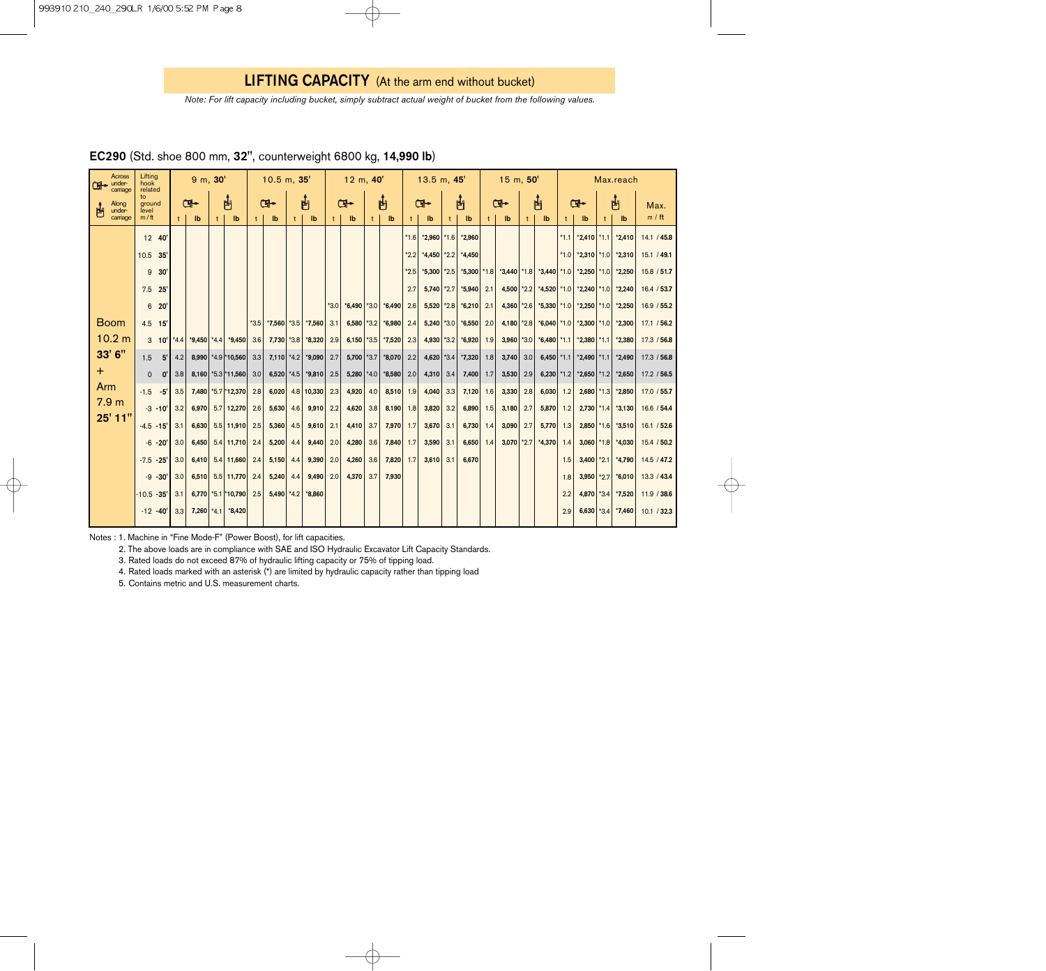## LIFTING CAPACITY (At the arm end without bucket)

*Note: For lift capacity including bucket, simply subtract actual weight of bucket from the following values.*

### EC290 (Std. shoe 800 mm, 32", counterweight 6800 kg, 14,990 lb)

| Across under-carriage / Along under-carriage | Lifting hook related to ground level m / ft | 9 m, 30' | | | | 10.5 m, 35' | | | | 12 m, 40' | | | | 13.5 m, 45' | | | | 15 m, 50' | | | | Max.reach | | | | |
|---|---|---|---|---|---|---|---|---|---|---|---|---|---|---|---|---|---|---|---|---|---|---|---|---|---|---|
| | | Across | | Along | | Across | | Along | | Across | | Along | | Across | | Along | | Across | | Along | | Across | | Along | | Max. |
| | | t | lb | t | lb | t | lb | t | lb | t | lb | t | lb | t | lb | t | lb | t | lb | t | lb | t | lb | t | lb | m / ft |
| Boom 10.2 m 33' 6" + Arm 7.9 m 25' 11" | 12 40' | | | | | | | | | | | | | *1.6 | *2,960 | *1.6 | *2,960 | | | | | *1.1 | *2,410 | *1.1 | *2,410 | 14.1 / 45.8 |
| | 10.5 35' | | | | | | | | | | | | | *2.2 | *4,450 | *2.2 | *4,450 | | | | | *1.0 | *2,310 | *1.0 | *2,310 | 15.1 / 49.1 |
| | 9 30' | | | | | | | | | | | | | *2.5 | *5,300 | *2.5 | *5,300 | *1.8 | *3,440 | *1.8 | *3,440 | *1.0 | *2,250 | *1.0 | *2,250 | 15.8 / 51.7 |
| | 7.5 25' | | | | | | | | | | | | | 2.7 | 5,740 | *2.7 | *5,940 | 2.1 | 4,500 | *2.2 | *4,520 | *1.0 | *2,240 | *1.0 | *2,240 | 16.4 / 53.7 |
| | 6 20' | | | | | | | | | *3.0 | *6,490 | *3.0 | *6,490 | 2.6 | 5,520 | *2.8 | *6,210 | 2.1 | 4,360 | *2.6 | *5,330 | *1.0 | *2,250 | *1.0 | *2,250 | 16.9 / 55.2 |
| | 4.5 15' | | | | | *3.5 | *7,560 | *3.5 | *7,560 | 3.1 | 6,580 | *3.2 | *6,980 | 2.4 | 5,240 | *3.0 | *6,550 | 2.0 | 4,180 | *2.8 | *6,040 | *1.0 | *2,300 | *1.0 | *2,300 | 17.1 / 56.2 |
| | 3 10' | *4.4 | *9,450 | *4.4 | *9,450 | 3.6 | 7,730 | *3.8 | *8,320 | 2.9 | 6,150 | *3.5 | *7,520 | 2.3 | 4,930 | *3.2 | *6,920 | 1.9 | 3,960 | *3.0 | *6,480 | *1.1 | *2,380 | *1.1 | *2,380 | 17.3 / 56.8 |
| | 1.5 5' | 4.2 | 8,990 | *4.9 | *10,560 | 3.3 | 7,110 | *4.2 | *9,090 | 2.7 | 5,700 | *3.7 | *8,070 | 2.2 | 4,620 | *3.4 | *7,320 | 1.8 | 3,740 | 3.0 | 6,450 | *1.1 | *2,490 | *1.1 | *2,490 | 17.3 / 56.8 |
| | 0 0' | 3.8 | 8,160 | *5.3 | *11,560 | 3.0 | 6,520 | *4.5 | *9,810 | 2.5 | 5,280 | *4.0 | *8,580 | 2.0 | 4,310 | 3.4 | 7,400 | 1.7 | 3,530 | 2.9 | 6,230 | *1.2 | *2,650 | *1.2 | *2,650 | 17.2 / 56.5 |
| | -1.5 -5' | 3.5 | 7,480 | *5.7 | *12,370 | 2.8 | 6,020 | 4.8 | 10,330 | 2.3 | 4,920 | 4.0 | 8,510 | 1.9 | 4,040 | 3.3 | 7,120 | 1.6 | 3,330 | 2.8 | 6,030 | 1.2 | 2,680 | *1.3 | *2,850 | 17.0 / 55.7 |
| | -3 -10' | 3.2 | 6,970 | 5.7 | 12,270 | 2.6 | 5,630 | 4.6 | 9,910 | 2.2 | 4,620 | 3.8 | 8,190 | 1.8 | 3,820 | 3.2 | 6,890 | 1.5 | 3,180 | 2.7 | 5,870 | 1.2 | 2,730 | *1.4 | *3,130 | 16.6 / 54.4 |
| | -4.5 -15' | 3.1 | 6,630 | 5.5 | 11,910 | 2.5 | 5,360 | 4.5 | 9,610 | 2.1 | 4,410 | 3.7 | 7,970 | 1.7 | 3,670 | 3.1 | 6,730 | 1.4 | 3,090 | 2.7 | 5,770 | 1.3 | 2,850 | *1.6 | *3,510 | 16.1 / 52.6 |
| | -6 -20' | 3.0 | 6,450 | 5.4 | 11,710 | 2.4 | 5,200 | 4.4 | 9,440 | 2.0 | 4,280 | 3.6 | 7,840 | 1.7 | 3,590 | 3.1 | 6,650 | 1.4 | 3,070 | *2.7 | *4,370 | 1.4 | 3,060 | *1.8 | *4,030 | 15.4 / 50.2 |
| | -7.5 -25' | 3.0 | 6,410 | 5.4 | 11,660 | 2.4 | 5,150 | 4.4 | 9,390 | 2.0 | 4,260 | 3.6 | 7,820 | 1.7 | 3,610 | 3.1 | 6,670 | | | | | 1.5 | 3,400 | *2.1 | *4,790 | 14.5 / 47.2 |
| | -9 -30' | 3.0 | 6,510 | 5.5 | 11,770 | 2.4 | 5,240 | 4.4 | 9,490 | 2.0 | 4,370 | 3.7 | 7,930 | | | | | | | | | 1.8 | 3,950 | *2.7 | *6,010 | 13.3 / 43.4 |
| | -10.5 -35' | 3.1 | 6,770 | *5.1 | *10,790 | 2.5 | 5,490 | *4.2 | *8,860 | | | | | | | | | | | | | 2.2 | 4,870 | *3.4 | *7,520 | 11.9 / 38.6 |
| | -12 -40' | 3.3 | 7,260 | *4.1 | *8,420 | | | | | | | | | | | | | | | | | 2.9 | 6,630 | *3.4 | *7,460 | 10.1 / 32.3 |

Notes : 1. Machine in "Fine Mode-F" (Power Boost), for lift capacities.

2. The above loads are in compliance with SAE and ISO Hydraulic Excavator Lift Capacity Standards.
3. Rated loads do not exceed 87% of hydraulic lifting capacity or 75% of tipping load.
4. Rated loads marked with an asterisk (*) are limited by hydraulic capacity rather than tipping load
5. Contains metric and U.S. measurement charts.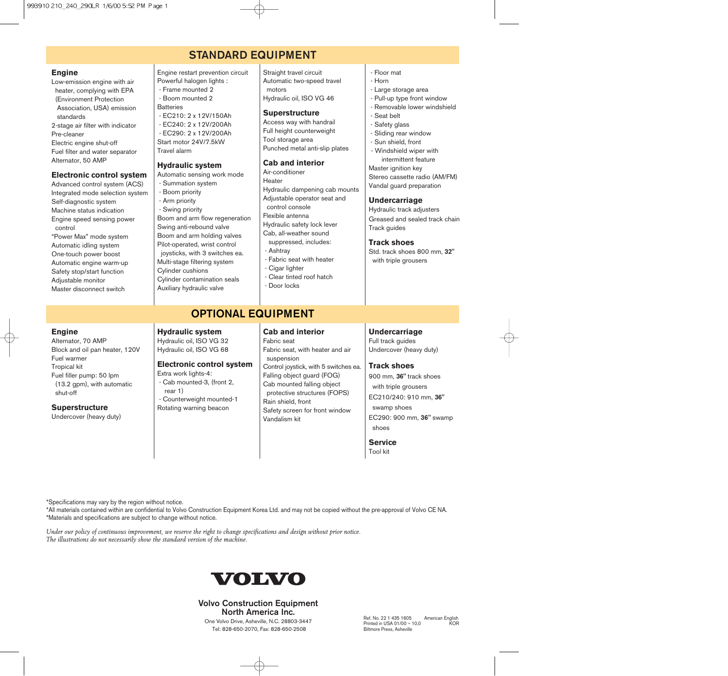# STANDARD EQUIPMENT

### Engine
Low-emission engine with air heater, complying with EPA (Environment Protection Association, USA) emission standards
2-stage air filter with indicator
Pre-cleaner
Electric engine shut-off
Fuel filter and water separator
Alternator, 50 AMP

### Electronic control system
Advanced control system (ACS)
Integrated mode selection system
Self-diagnostic system
Machine status indication
Engine speed sensing power control
"Power Max" mode system
Automatic idling system
One-touch power boost
Automatic engine warm-up
Safety stop/start function
Adjustable monitor
Master disconnect switch
Engine restart prevention circuit
Powerful halogen lights :
- Frame mounted 2
- Boom mounted 2

Batteries
- EC210: 2 x 12V/150Ah
- EC240: 2 x 12V/200Ah
- EC290: 2 x 12V/200Ah

Start motor 24V/7.5kW
Travel alarm

### Hydraulic system
Automatic sensing work mode
- Summation system
- Boom priority
- Arm priority
- Swing priority

Boom and arm flow regeneration
Swing anti-rebound valve
Boom and arm holding valves
Pilot-operated, wrist control joysticks, with 3 switches ea.
Multi-stage filtering system
Cylinder cushions
Cylinder contamination seals
Auxiliary hydraulic valve
Straight travel circuit
Automatic two-speed travel motors
Hydraulic oil, ISO VG 46

### Superstructure
Access way with handrail
Full height counterweight
Tool storage area
Punched metal anti-slip plates

### Cab and interior
Air-conditioner
Heater
Hydraulic dampening cab mounts
Adjustable operator seat and control console
Flexible antenna
Hydraulic safety lock lever
Cab, all-weather sound suppressed, includes:
- Ashtray
- Fabric seat with heater
- Cigar lighter
- Clear tinted roof hatch
- Door locks
- Floor mat
- Horn
- Large storage area
- Pull-up type front window
- Removable lower windshield
- Seat belt
- Safety glass
- Sliding rear window
- Sun shield, front
- Windshield wiper with intermittent feature

Master ignition key
Stereo cassette radio (AM/FM)
Vandal guard preparation

### Undercarriage
Hydraulic track adjusters
Greased and sealed track chain
Track guides

### Track shoes
Std. track shoes 800 mm, **32"** with triple grousers

# OPTIONAL EQUIPMENT

### Engine
Alternator, 70 AMP
Block and oil pan heater, 120V
Fuel warmer
Tropical kit
Fuel filler pump: 50 lpm (13.2 gpm), with automatic shut-off

### Superstructure
Undercover (heavy duty)

### Hydraulic system
Hydraulic oil, ISO VG 32
Hydraulic oil, ISO VG 68

### Electronic control system
Extra work lights-4:
- Cab mounted-3, (front 2, rear 1)
- Counterweight mounted-1

Rotating warning beacon

### Cab and interior
Fabric seat
Fabric seat, with heater and air suspension
Control joystick, with 5 switches ea.
Falling object guard (FOG)
Cab mounted falling object protective structures (FOPS)
Rain shield, front
Safety screen for front window
Vandalism kit

### Undercarriage
Full track guides
Undercover (heavy duty)

### Track shoes
900 mm, **36"** track shoes with triple grousers
EC210/240: 910 mm, **36"** swamp shoes
EC290: 900 mm, **36"** swamp shoes

### Service
Tool kit

*Specifications may vary by the region without notice.
*All materials contained within are confidential to Volvo Construction Equipment Korea Ltd. and may not be copied without the pre-approval of Volvo CE NA.
*Materials and specifications are subject to change without notice.

*Under our policy of continuous improvement, we reserve the right to change specifications and design without prior notice.*
*The illustrations do not necessarily show the standard version of the machine.*

VOLVO

**Volvo Construction Equipment North America Inc.**
One Volvo Drive, Asheville, N.C. 28803-3447
Tel: 828-650-2070, Fax: 828-650-2508

Ref. No. 22 1 435 1605 American English
Printed in USA 01/00 – 10,0 KOR
Biltmore Press, Asheville